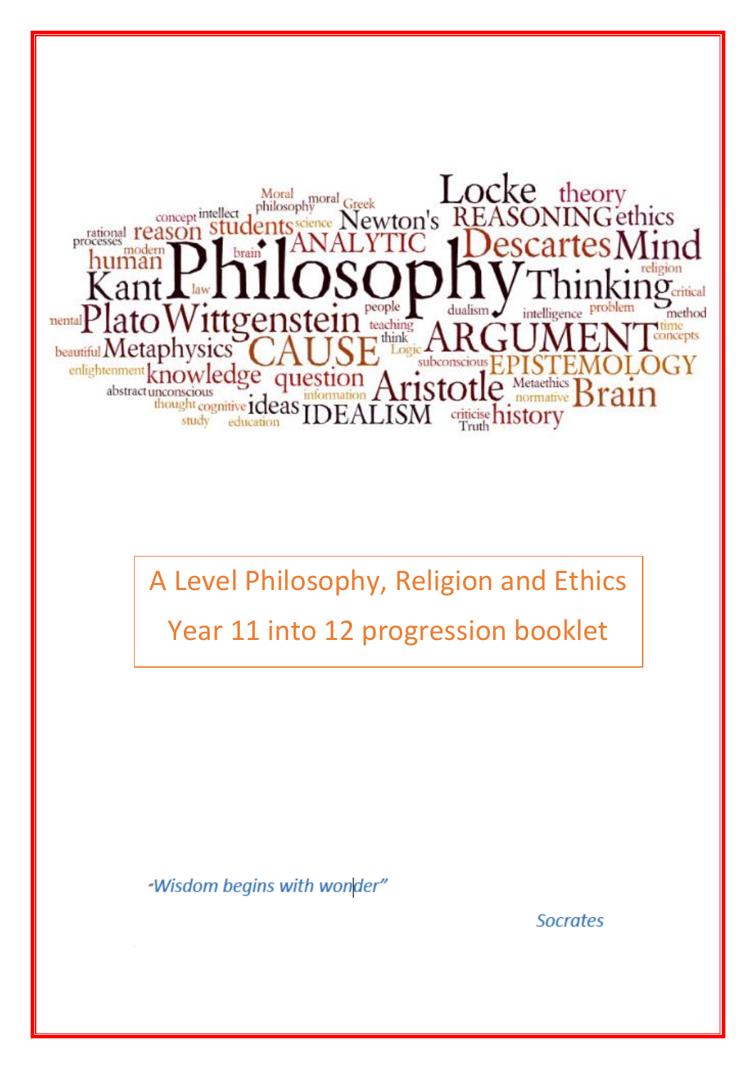# A Level Philosophy, Religion and Ethics

## Year 11 into 12 progression booklet

*"Wisdom begins with wonder"*

*Socrates*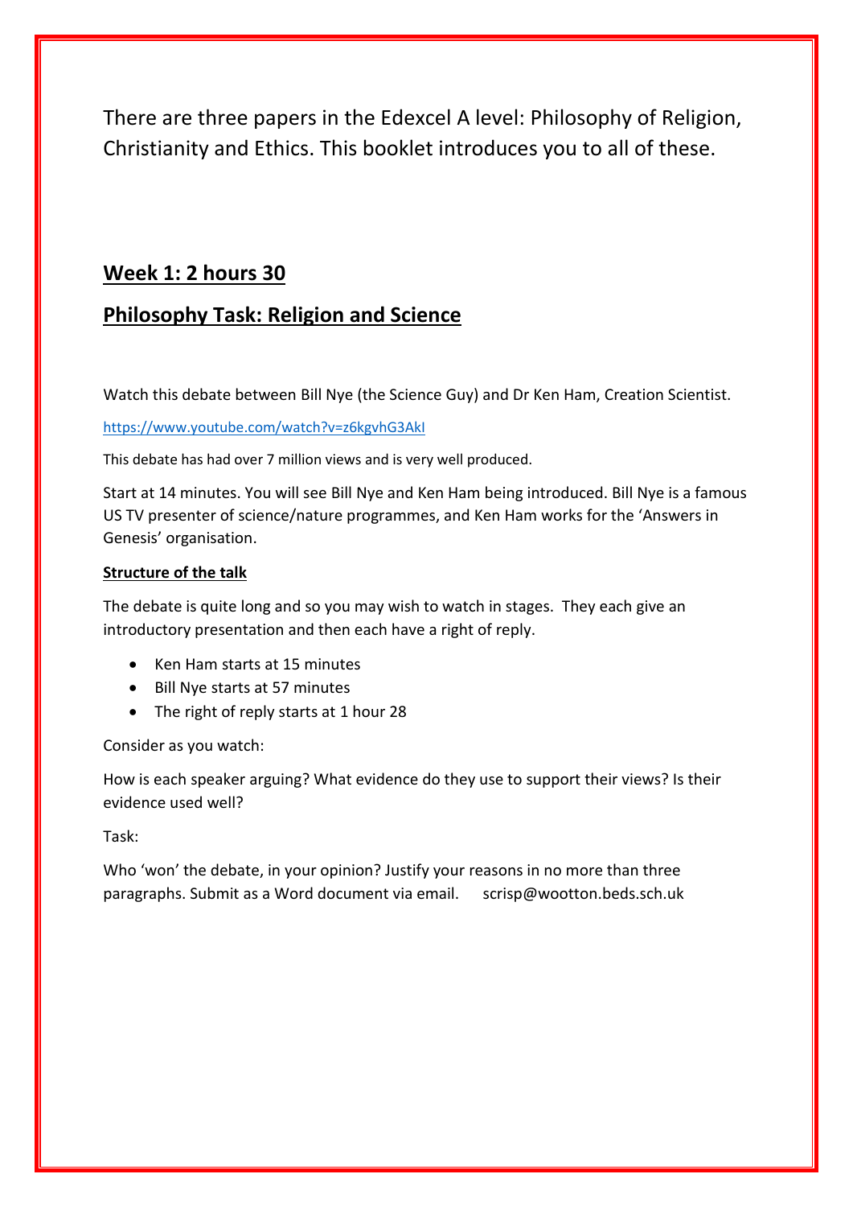There are three papers in the Edexcel A level: Philosophy of Religion, Christianity and Ethics. This booklet introduces you to all of these.

## **Week 1: 2 hours 30**

## **Philosophy Task: Religion and Science**

Watch this debate between Bill Nye (the Science Guy) and Dr Ken Ham, Creation Scientist.

https://www.youtube.com/watch?v=z6kgvhG3AkI

This debate has had over 7 million views and is very well produced.

Start at 14 minutes. You will see Bill Nye and Ken Ham being introduced. Bill Nye is a famous US TV presenter of science/nature programmes, and Ken Ham works for the 'Answers in Genesis' organisation.

**Structure of the talk**

The debate is quite long and so you may wish to watch in stages. They each give an introductory presentation and then each have a right of reply.

- Ken Ham starts at 15 minutes
- Bill Nye starts at 57 minutes
- The right of reply starts at 1 hour 28

Consider as you watch:

How is each speaker arguing? What evidence do they use to support their views? Is their evidence used well?

Task:

Who 'won' the debate, in your opinion? Justify your reasons in no more than three paragraphs. Submit as a Word document via email. scrisp@wootton.beds.sch.uk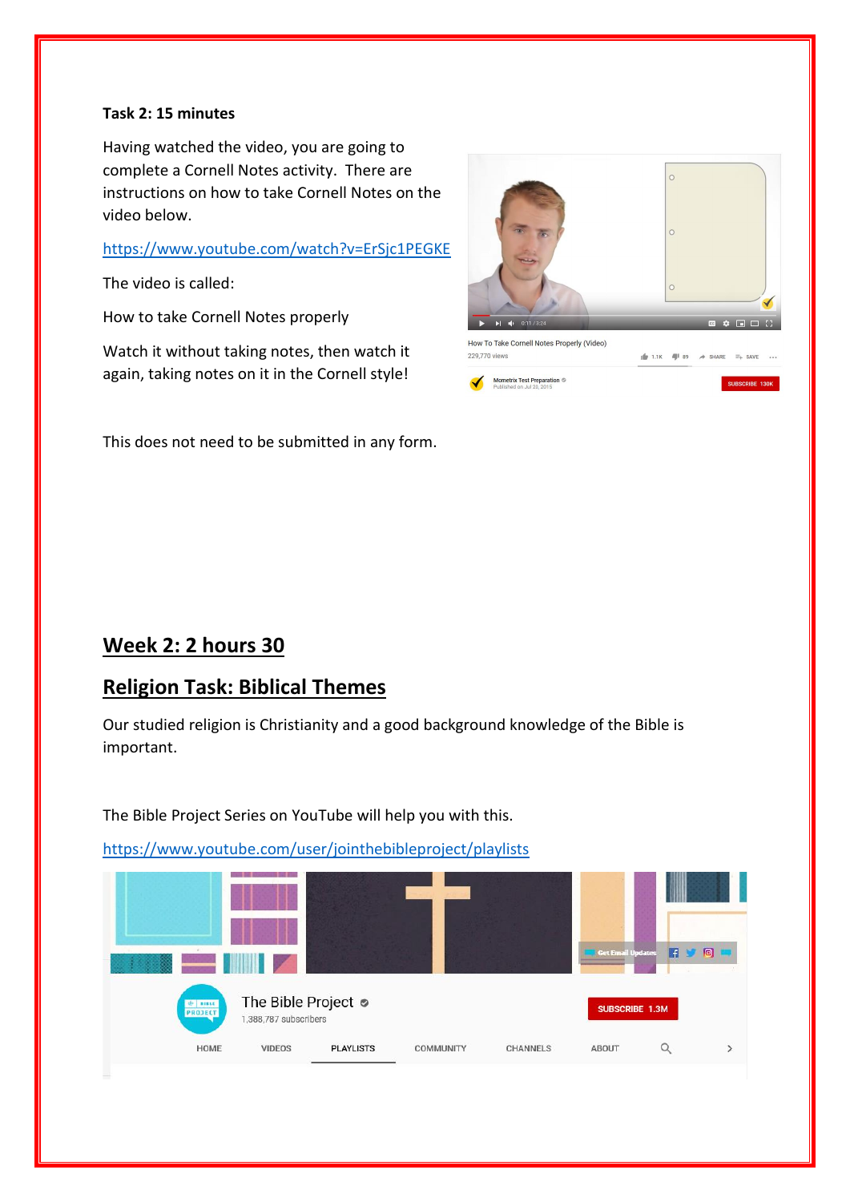**Task 2: 15 minutes**

Having watched the video, you are going to complete a Cornell Notes activity. There are instructions on how to take Cornell Notes on the video below.

https://www.youtube.com/watch?v=ErSjc1PEGKE

The video is called:

How to take Cornell Notes properly

Watch it without taking notes, then watch it again, taking notes on it in the Cornell style!

This does not need to be submitted in any form.

## Week 2: 2 hours 30

## Religion Task: Biblical Themes

Our studied religion is Christianity and a good background knowledge of the Bible is important.

The Bible Project Series on YouTube will help you with this.

https://www.youtube.com/user/jointhebibleproject/playlists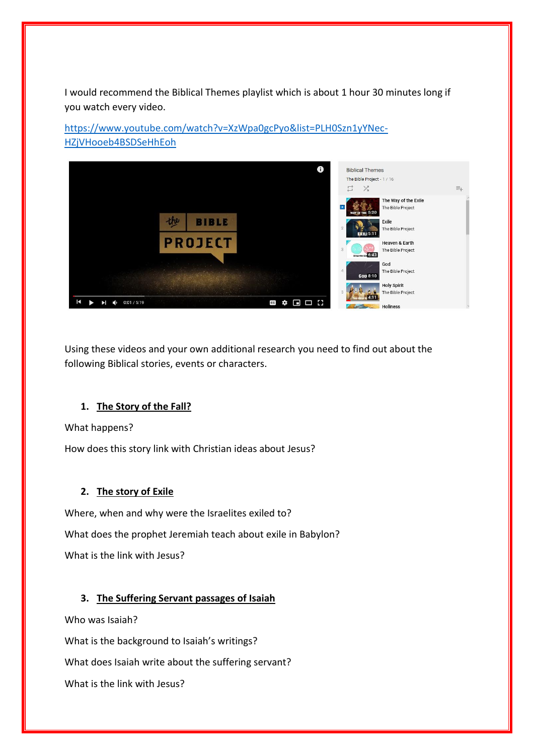I would recommend the Biblical Themes playlist which is about 1 hour 30 minutes long if you watch every video.

https://www.youtube.com/watch?v=XzWpa0gcPyo&list=PLH0Szn1yYNec-HZjVHooeb4BSDSeHhEoh

Using these videos and your own additional research you need to find out about the following Biblical stories, events or characters.

1. **The Story of the Fall?**

What happens?

How does this story link with Christian ideas about Jesus?

2. **The story of Exile**

Where, when and why were the Israelites exiled to?

What does the prophet Jeremiah teach about exile in Babylon?

What is the link with Jesus?

3. **The Suffering Servant passages of Isaiah**

Who was Isaiah?

What is the background to Isaiah's writings?

What does Isaiah write about the suffering servant?

What is the link with Jesus?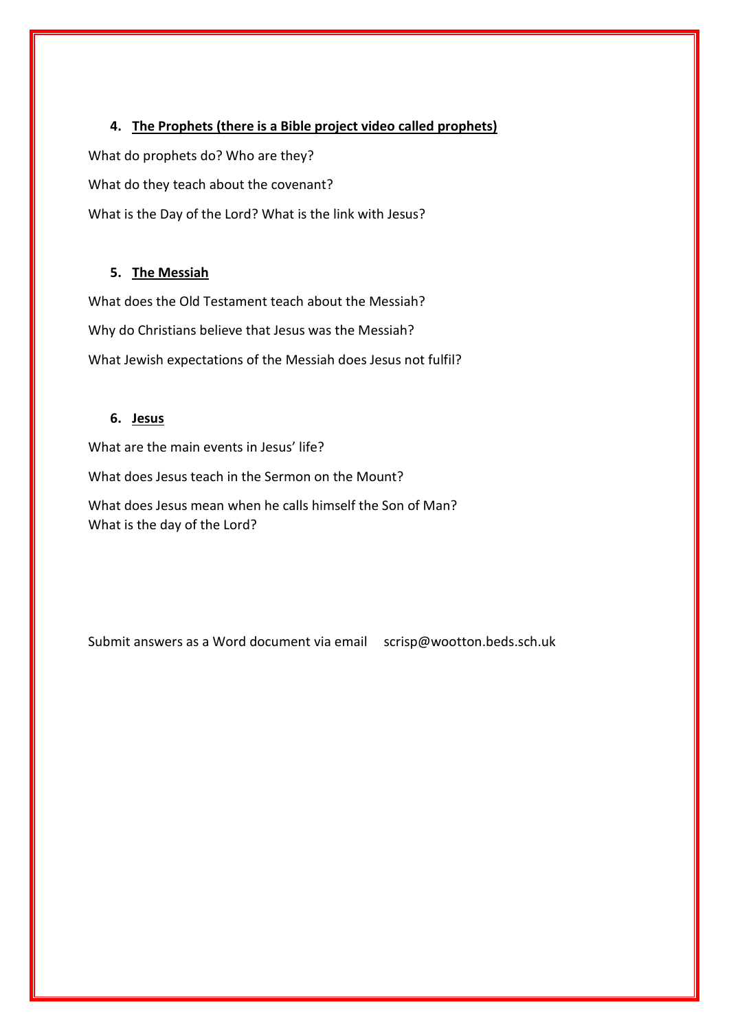4. **The Prophets (there is a Bible project video called prophets)**

What do prophets do? Who are they?

What do they teach about the covenant?

What is the Day of the Lord? What is the link with Jesus?

5. **The Messiah**

What does the Old Testament teach about the Messiah?

Why do Christians believe that Jesus was the Messiah?

What Jewish expectations of the Messiah does Jesus not fulfil?

6. **Jesus**

What are the main events in Jesus' life?

What does Jesus teach in the Sermon on the Mount?

What does Jesus mean when he calls himself the Son of Man?
What is the day of the Lord?

Submit answers as a Word document via email scrisp@wootton.beds.sch.uk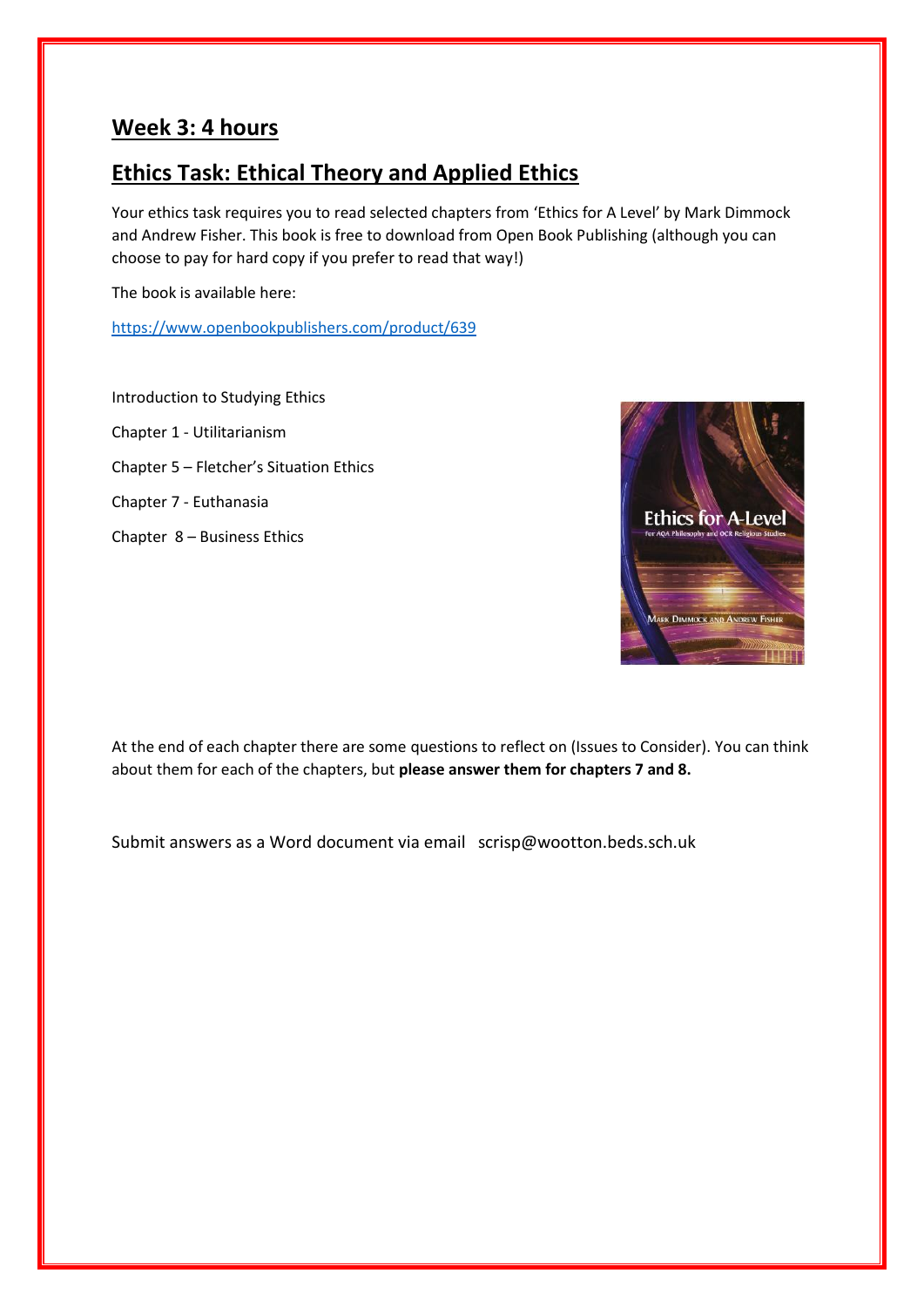## Week 3: 4 hours

## Ethics Task: Ethical Theory and Applied Ethics

Your ethics task requires you to read selected chapters from 'Ethics for A Level' by Mark Dimmock and Andrew Fisher. This book is free to download from Open Book Publishing (although you can choose to pay for hard copy if you prefer to read that way!)

The book is available here:

https://www.openbookpublishers.com/product/639

Introduction to Studying Ethics

Chapter 1 - Utilitarianism

Chapter 5 – Fletcher's Situation Ethics

Chapter 7 - Euthanasia

Chapter 8 – Business Ethics

At the end of each chapter there are some questions to reflect on (Issues to Consider). You can think about them for each of the chapters, but **please answer them for chapters 7 and 8.**

Submit answers as a Word document via email scrisp@wootton.beds.sch.uk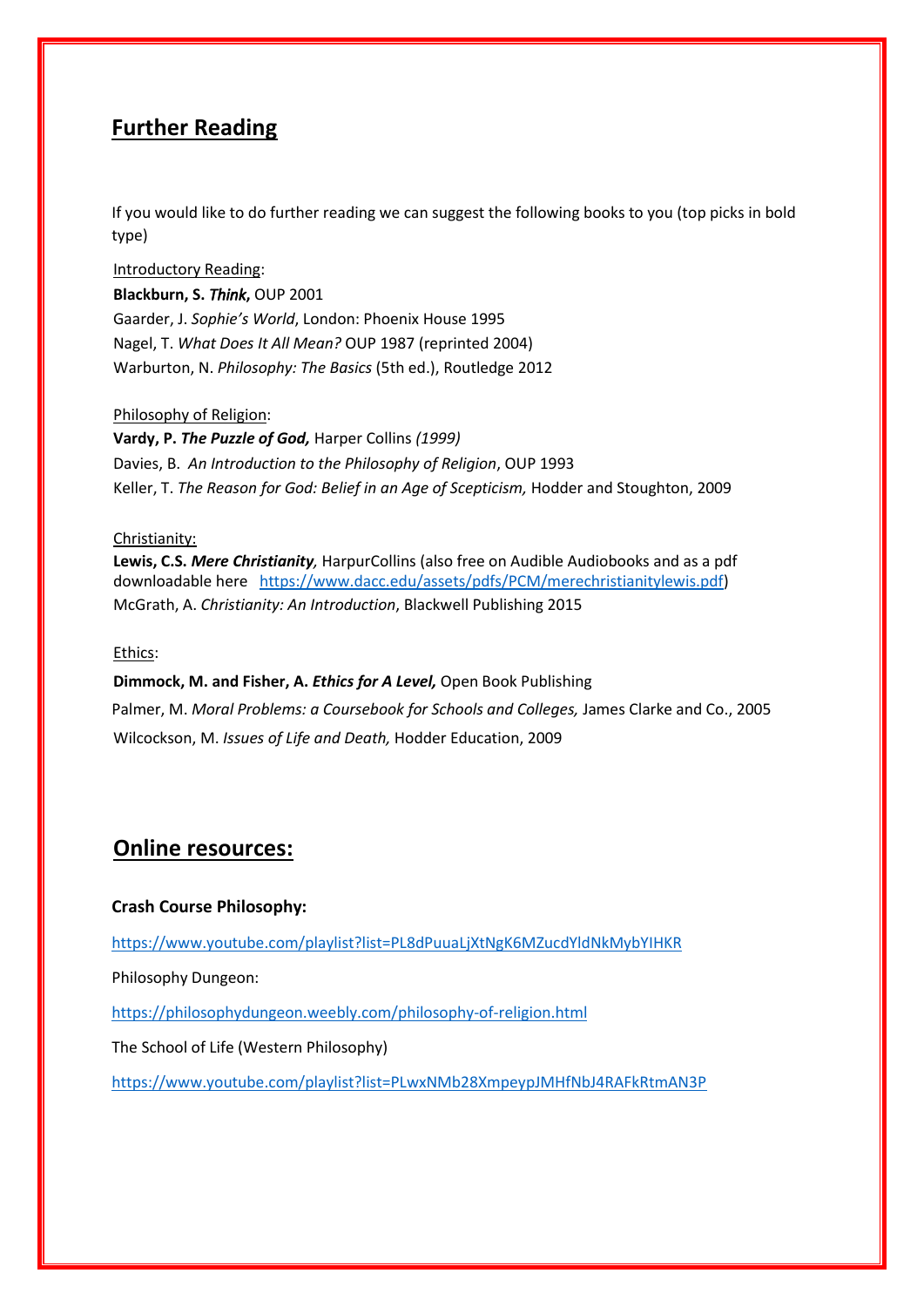## Further Reading

If you would like to do further reading we can suggest the following books to you (top picks in bold type)

Introductory Reading:

**Blackburn, S. *Think*,** OUP 2001
Gaarder, J. *Sophie's World*, London: Phoenix House 1995
Nagel, T. *What Does It All Mean?* OUP 1987 (reprinted 2004)
Warburton, N. *Philosophy: The Basics* (5th ed.), Routledge 2012

Philosophy of Religion:

**Vardy, P. *The Puzzle of God,*** Harper Collins *(1999)*
Davies, B. *An Introduction to the Philosophy of Religion*, OUP 1993
Keller, T. *The Reason for God: Belief in an Age of Scepticism,* Hodder and Stoughton, 2009

Christianity:

**Lewis, C.S. *Mere Christianity*,** HarpurCollins (also free on Audible Audiobooks and as a pdf downloadable here https://www.dacc.edu/assets/pdfs/PCM/merechristianitylewis.pdf)
McGrath, A. *Christianity: An Introduction*, Blackwell Publishing 2015

Ethics:

**Dimmock, M. and Fisher, A. *Ethics for A Level,*** Open Book Publishing
Palmer, M. *Moral Problems: a Coursebook for Schools and Colleges,* James Clarke and Co., 2005
Wilcockson, M. *Issues of Life and Death,* Hodder Education, 2009

## Online resources:

**Crash Course Philosophy:**

https://www.youtube.com/playlist?list=PL8dPuuaLjXtNgK6MZucdYldNkMybYIHKR

Philosophy Dungeon:

https://philosophydungeon.weebly.com/philosophy-of-religion.html

The School of Life (Western Philosophy)

https://www.youtube.com/playlist?list=PLwxNMb28XmpeypJMHfNbJ4RAFkRtmAN3P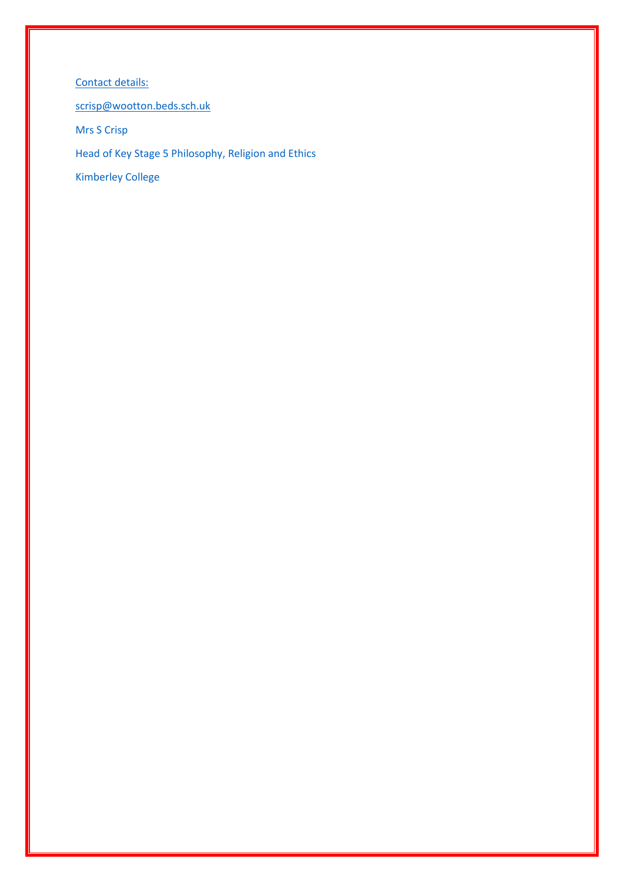Contact details:

scrisp@wootton.beds.sch.uk

Mrs S Crisp

Head of Key Stage 5 Philosophy, Religion and Ethics

Kimberley College